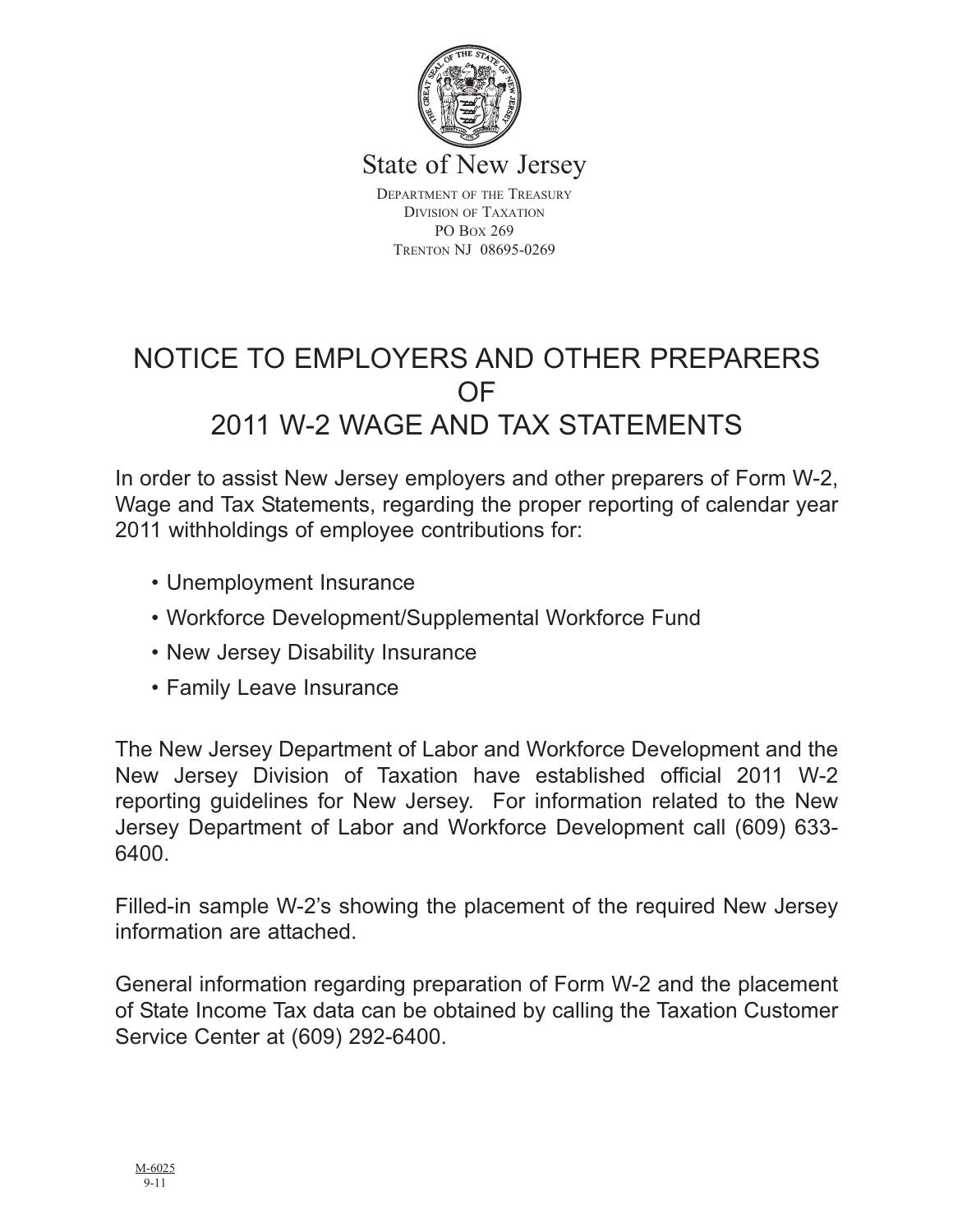State of New Jersey

Department of the Treasury
Division of Taxation
PO Box 269
Trenton NJ 08695-0269

# NOTICE TO EMPLOYERS AND OTHER PREPARERS OF 2011 W-2 WAGE AND TAX STATEMENTS

In order to assist New Jersey employers and other preparers of Form W-2, Wage and Tax Statements, regarding the proper reporting of calendar year 2011 withholdings of employee contributions for:

- Unemployment Insurance
- Workforce Development/Supplemental Workforce Fund
- New Jersey Disability Insurance
- Family Leave Insurance

The New Jersey Department of Labor and Workforce Development and the New Jersey Division of Taxation have established official 2011 W-2 reporting guidelines for New Jersey. For information related to the New Jersey Department of Labor and Workforce Development call (609) 633-6400.

Filled-in sample W-2's showing the placement of the required New Jersey information are attached.

General information regarding preparation of Form W-2 and the placement of State Income Tax data can be obtained by calling the Taxation Customer Service Center at (609) 292-6400.

M-6025
9-11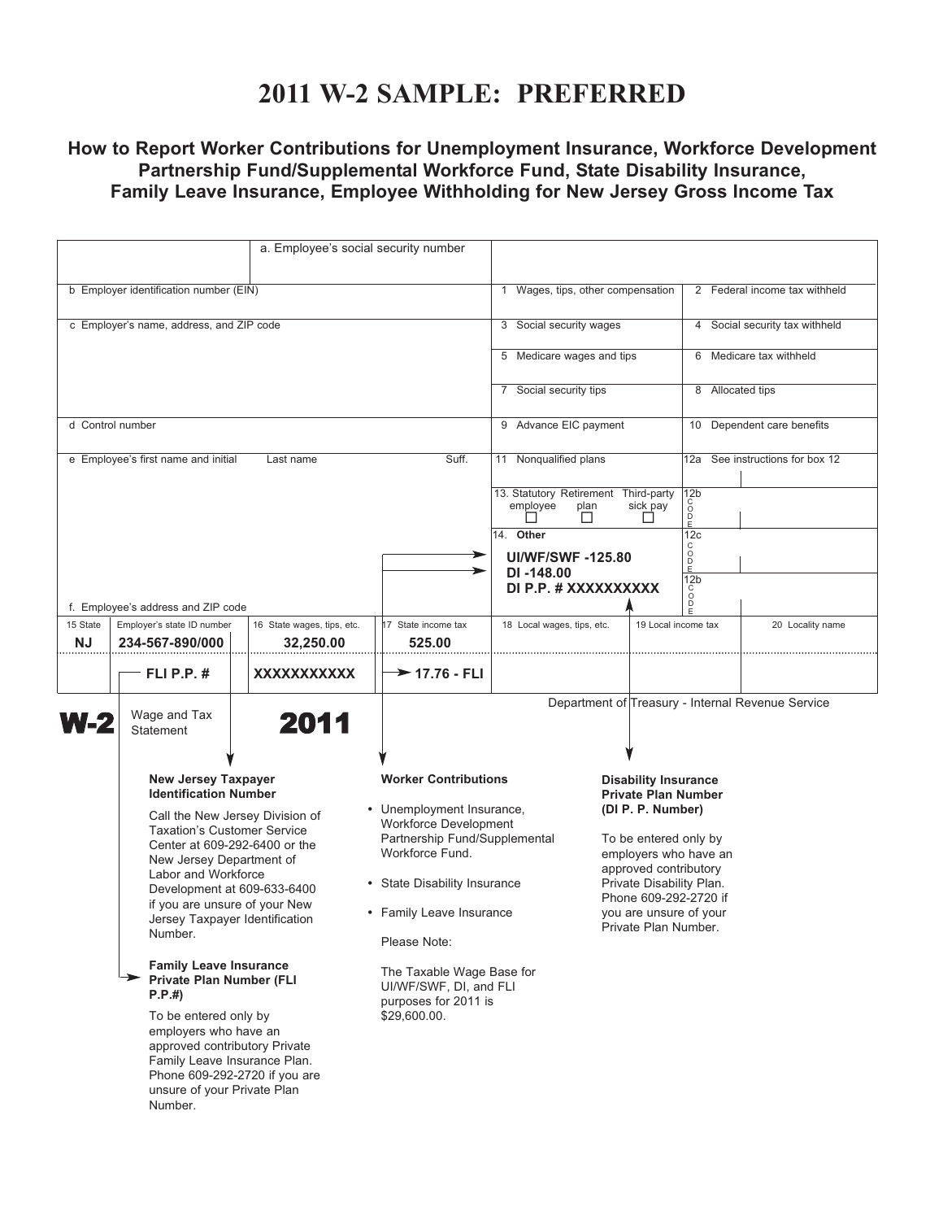# 2011 W-2 SAMPLE: PREFERRED

### How to Report Worker Contributions for Unemployment Insurance, Workforce Development Partnership Fund/Supplemental Workforce Fund, State Disability Insurance, Family Leave Insurance, Employee Withholding for New Jersey Gross Income Tax

| | | | |
|---|---|---|---|
| a. Employee's social security number | | | |
| b Employer identification number (EIN) | | 1 Wages, tips, other compensation | 2 Federal income tax withheld |
| c Employer's name, address, and ZIP code | | 3 Social security wages | 4 Social security tax withheld |
| | | 5 Medicare wages and tips | 6 Medicare tax withheld |
| | | 7 Social security tips | 8 Allocated tips |
| d Control number | | 9 Advance EIC payment | 10 Dependent care benefits |
| e Employee's first name and initial / Last name / Suff. | | 11 Nonqualified plans | 12a See instructions for box 12 |
| | | 13. Statutory employee / Retirement plan / Third-party sick pay | 12b CODE |
| | | 14. Other<br>**UI/WF/SWF -125.80**<br>**DI -148.00**<br>**DI P.P. # XXXXXXXXXX** | 12c CODE<br>12b CODE |
| f. Employee's address and ZIP code | | | |

| 15 State | Employer's state ID number | 16 State wages, tips, etc. | 17 State income tax | 18 Local wages, tips, etc. | 19 Local income tax | 20 Locality name |
|---|---|---|---|---|---|---|
| **NJ** | **234-567-890/000** | **32,250.00** | **525.00** | | | |
| | **FLI P.P. #** | **XXXXXXXXXXX** | **17.76 - FLI** | | | |

**W-2** Wage and Tax Statement **2011**

Department of Treasury - Internal Revenue Service

**New Jersey Taxpayer Identification Number**

Call the New Jersey Division of Taxation's Customer Service Center at 609-292-6400 or the New Jersey Department of Labor and Workforce Development at 609-633-6400 if you are unsure of your New Jersey Taxpayer Identification Number.

**Family Leave Insurance Private Plan Number (FLI P.P.#)**

To be entered only by employers who have an approved contributory Private Family Leave Insurance Plan. Phone 609-292-2720 if you are unsure of your Private Plan Number.

**Worker Contributions**

- Unemployment Insurance, Workforce Development Partnership Fund/Supplemental Workforce Fund.
- State Disability Insurance
- Family Leave Insurance

Please Note:

The Taxable Wage Base for UI/WF/SWF, DI, and FLI purposes for 2011 is $29,600.00.

**Disability Insurance Private Plan Number (DI P. P. Number)**

To be entered only by employers who have an approved contributory Private Disability Plan. Phone 609-292-2720 if you are unsure of your Private Plan Number.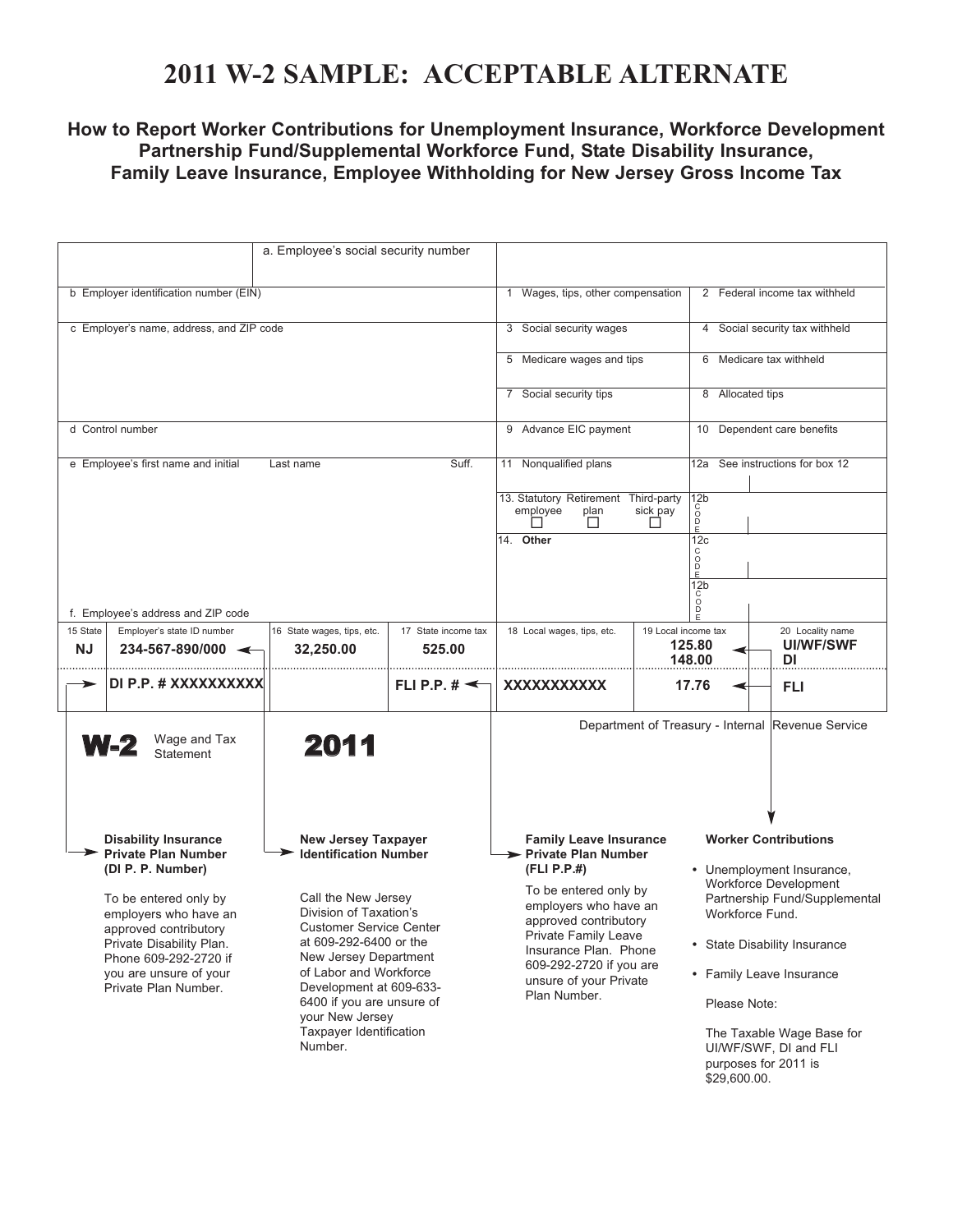# 2011 W-2 SAMPLE: ACCEPTABLE ALTERNATE

### How to Report Worker Contributions for Unemployment Insurance, Workforce Development Partnership Fund/Supplemental Workforce Fund, State Disability Insurance, Family Leave Insurance, Employee Withholding for New Jersey Gross Income Tax

| | a. Employee's social security number | | | |
|---|---|---|---|---|
| b Employer identification number (EIN) | | | 1 Wages, tips, other compensation | 2 Federal income tax withheld |
| c Employer's name, address, and ZIP code | | | 3 Social security wages | 4 Social security tax withheld |
| | | | 5 Medicare wages and tips | 6 Medicare tax withheld |
| | | | 7 Social security tips | 8 Allocated tips |
| d Control number | | | 9 Advance EIC payment | 10 Dependent care benefits |
| e Employee's first name and initial | Last name | Suff. | 11 Nonqualified plans | 12a See instructions for box 12 |
| | | | 13. Statutory employee ☐ Retirement plan ☐ Third-party sick pay ☐ | 12b CODE |
| | | | 14. Other | 12c CODE |
| f. Employee's address and ZIP code | | | | 12b CODE |

| 15 State | Employer's state ID number | 16 State wages, tips, etc. | 17 State income tax | 18 Local wages, tips, etc. | 19 Local income tax | 20 Locality name |
|---|---|---|---|---|---|---|
| NJ | 234-567-890/000 | 32,250.00 | 525.00 | | 125.80<br>148.00 | UI/WF/SWF<br>DI |
| | DI P.P. # XXXXXXXXXX | | FLI P.P. # | XXXXXXXXXXX | 17.76 | FLI |

**W-2** Wage and Tax Statement **2011**

Department of Treasury - Internal Revenue Service

**Disability Insurance Private Plan Number (DI P. P. Number)**

To be entered only by employers who have an approved contributory Private Disability Plan. Phone 609-292-2720 if you are unsure of your Private Plan Number.

**New Jersey Taxpayer Identification Number**

Call the New Jersey Division of Taxation's Customer Service Center at 609-292-6400 or the New Jersey Department of Labor and Workforce Development at 609-633-6400 if you are unsure of your New Jersey Taxpayer Identification Number.

**Family Leave Insurance Private Plan Number (FLI P.P.#)**

To be entered only by employers who have an approved contributory Private Family Leave Insurance Plan. Phone 609-292-2720 if you are unsure of your Private Plan Number.

**Worker Contributions**

- Unemployment Insurance, Workforce Development Partnership Fund/Supplemental Workforce Fund.
- State Disability Insurance
- Family Leave Insurance

Please Note:

The Taxable Wage Base for UI/WF/SWF, DI and FLI purposes for 2011 is $29,600.00.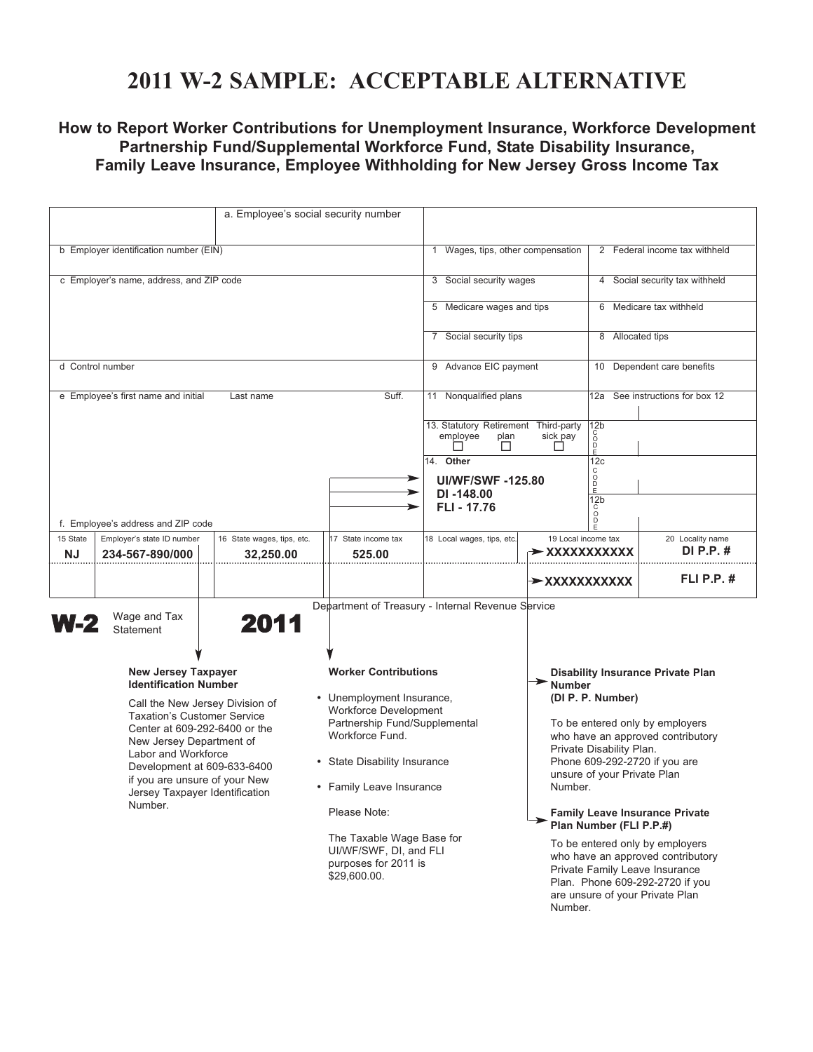# 2011 W-2 SAMPLE: ACCEPTABLE ALTERNATIVE

### How to Report Worker Contributions for Unemployment Insurance, Workforce Development Partnership Fund/Supplemental Workforce Fund, State Disability Insurance, Family Leave Insurance, Employee Withholding for New Jersey Gross Income Tax

a. Employee's social security number

b Employer identification number (EIN)

c Employer's name, address, and ZIP code

d Control number

e Employee's first name and initial | Last name | Suff.

f. Employee's address and ZIP code

1 Wages, tips, other compensation

2 Federal income tax withheld

3 Social security wages

4 Social security tax withheld

5 Medicare wages and tips

6 Medicare tax withheld

7 Social security tips

8 Allocated tips

9 Advance EIC payment

10 Dependent care benefits

11 Nonqualified plans

12a See instructions for box 12

13. Statutory employee ☐ Retirement plan ☐ Third-party sick pay ☐

12b CODE

14. **Other**

**UI/WF/SWF -125.80**
**DI -148.00**
**FLI - 17.76**

12c CODE

12b CODE

| 15 State | Employer's state ID number | 16 State wages, tips, etc. | 17 State income tax | 18 Local wages, tips, etc. | 19 Local income tax | 20 Locality name |
|---|---|---|---|---|---|---|
| **NJ** | **234-567-890/000** | **32,250.00** | **525.00** | | **XXXXXXXXXXX** | **DI P.P. #** |
| | | | | | **XXXXXXXXXXX** | **FLI P.P. #** |

**W-2** Wage and Tax Statement **2011**

Department of Treasury - Internal Revenue Service

**New Jersey Taxpayer Identification Number**

Call the New Jersey Division of Taxation's Customer Service Center at 609-292-6400 or the New Jersey Department of Labor and Workforce Development at 609-633-6400 if you are unsure of your New Jersey Taxpayer Identification Number.

**Worker Contributions**

- Unemployment Insurance, Workforce Development Partnership Fund/Supplemental Workforce Fund.
- State Disability Insurance
- Family Leave Insurance

Please Note:

The Taxable Wage Base for UI/WF/SWF, DI, and FLI purposes for 2011 is $29,600.00.

**Disability Insurance Private Plan Number (DI P. P. Number)**

To be entered only by employers who have an approved contributory Private Disability Plan. Phone 609-292-2720 if you are unsure of your Private Plan Number.

**Family Leave Insurance Private Plan Number (FLI P.P.#)**

To be entered only by employers who have an approved contributory Private Family Leave Insurance Plan. Phone 609-292-2720 if you are unsure of your Private Plan Number.